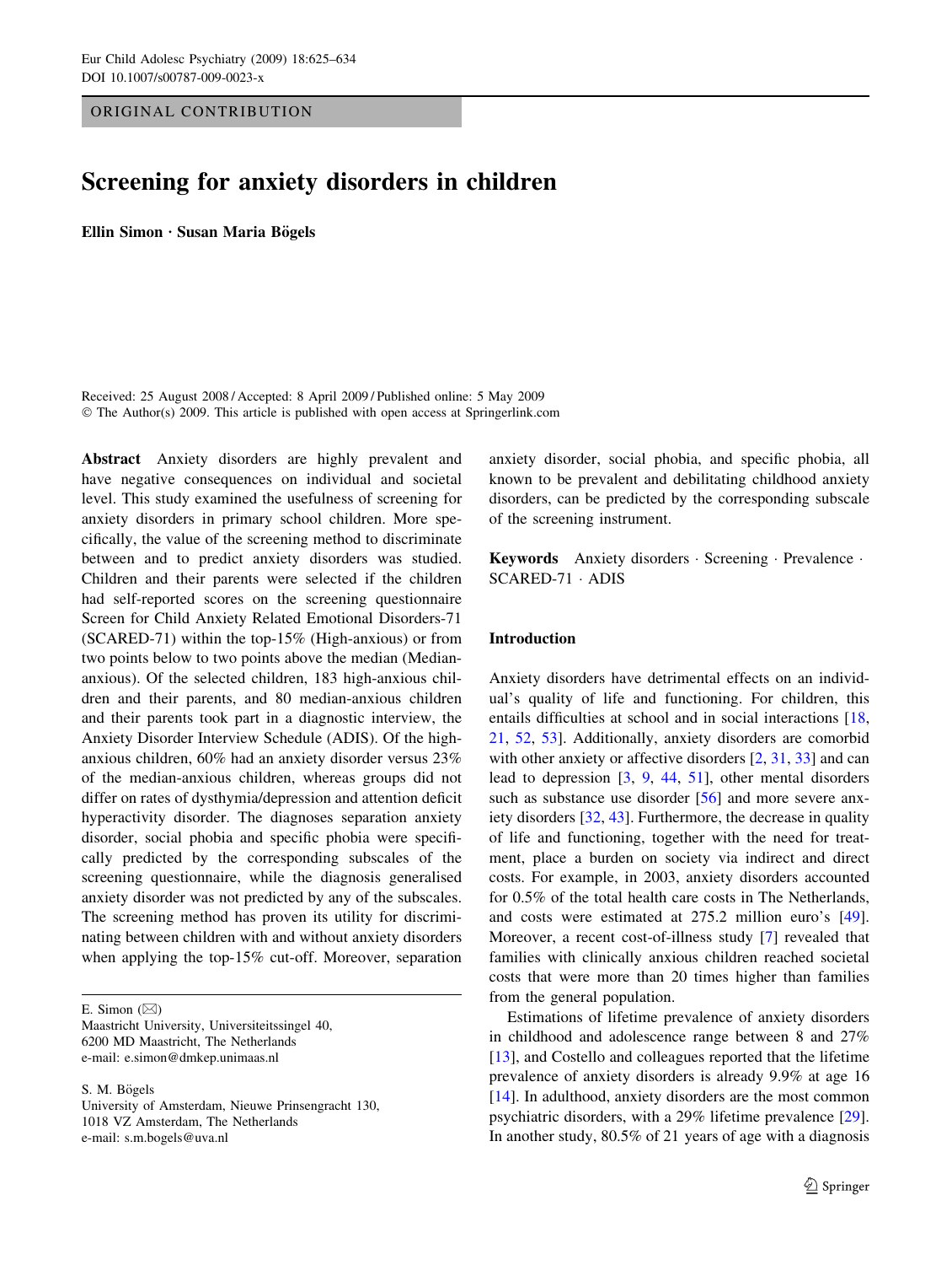ORIGINAL CONTRIBUTION

# Screening for anxiety disorders in children

**Ellin Simon · Susan Maria Bögels**

Received: 25 August 2008 / Accepted: 8 April 2009 / Published online: 5 May 2009
© The Author(s) 2009. This article is published with open access at Springerlink.com

**Abstract** Anxiety disorders are highly prevalent and have negative consequences on individual and societal level. This study examined the usefulness of screening for anxiety disorders in primary school children. More specifically, the value of the screening method to discriminate between and to predict anxiety disorders was studied. Children and their parents were selected if the children had self-reported scores on the screening questionnaire Screen for Child Anxiety Related Emotional Disorders-71 (SCARED-71) within the top-15% (High-anxious) or from two points below to two points above the median (Median-anxious). Of the selected children, 183 high-anxious children and their parents, and 80 median-anxious children and their parents took part in a diagnostic interview, the Anxiety Disorder Interview Schedule (ADIS). Of the high-anxious children, 60% had an anxiety disorder versus 23% of the median-anxious children, whereas groups did not differ on rates of dysthymia/depression and attention deficit hyperactivity disorder. The diagnoses separation anxiety disorder, social phobia and specific phobia were specifically predicted by the corresponding subscales of the screening questionnaire, while the diagnosis generalised anxiety disorder was not predicted by any of the subscales. The screening method has proven its utility for discriminating between children with and without anxiety disorders when applying the top-15% cut-off. Moreover, separation anxiety disorder, social phobia, and specific phobia, all known to be prevalent and debilitating childhood anxiety disorders, can be predicted by the corresponding subscale of the screening instrument.

**Keywords** Anxiety disorders · Screening · Prevalence · SCARED-71 · ADIS

E. Simon (✉)
Maastricht University, Universiteitssingel 40,
6200 MD Maastricht, The Netherlands
e-mail: e.simon@dmkep.unimaas.nl

S. M. Bögels
University of Amsterdam, Nieuwe Prinsengracht 130,
1018 VZ Amsterdam, The Netherlands
e-mail: s.m.bogels@uva.nl

## Introduction

Anxiety disorders have detrimental effects on an individual's quality of life and functioning. For children, this entails difficulties at school and in social interactions [18, 21, 52, 53]. Additionally, anxiety disorders are comorbid with other anxiety or affective disorders [2, 31, 33] and can lead to depression [3, 9, 44, 51], other mental disorders such as substance use disorder [56] and more severe anxiety disorders [32, 43]. Furthermore, the decrease in quality of life and functioning, together with the need for treatment, place a burden on society via indirect and direct costs. For example, in 2003, anxiety disorders accounted for 0.5% of the total health care costs in The Netherlands, and costs were estimated at 275.2 million euro's [49]. Moreover, a recent cost-of-illness study [7] revealed that families with clinically anxious children reached societal costs that were more than 20 times higher than families from the general population.

Estimations of lifetime prevalence of anxiety disorders in childhood and adolescence range between 8 and 27% [13], and Costello and colleagues reported that the lifetime prevalence of anxiety disorders is already 9.9% at age 16 [14]. In adulthood, anxiety disorders are the most common psychiatric disorders, with a 29% lifetime prevalence [29]. In another study, 80.5% of 21 years of age with a diagnosis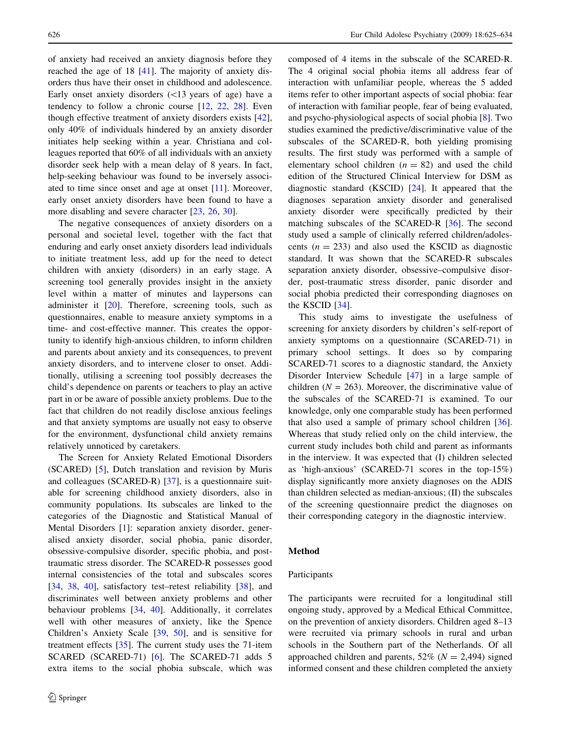of anxiety had received an anxiety diagnosis before they reached the age of 18 [41]. The majority of anxiety disorders thus have their onset in childhood and adolescence. Early onset anxiety disorders (<13 years of age) have a tendency to follow a chronic course [12, 22, 28]. Even though effective treatment of anxiety disorders exists [42], only 40% of individuals hindered by an anxiety disorder initiates help seeking within a year. Christiana and colleagues reported that 60% of all individuals with an anxiety disorder seek help with a mean delay of 8 years. In fact, help-seeking behaviour was found to be inversely associated to time since onset and age at onset [11]. Moreover, early onset anxiety disorders have been found to have a more disabling and severe character [23, 26, 30].

The negative consequences of anxiety disorders on a personal and societal level, together with the fact that enduring and early onset anxiety disorders lead individuals to initiate treatment less, add up for the need to detect children with anxiety (disorders) in an early stage. A screening tool generally provides insight in the anxiety level within a matter of minutes and laypersons can administer it [20]. Therefore, screening tools, such as questionnaires, enable to measure anxiety symptoms in a time- and cost-effective manner. This creates the opportunity to identify high-anxious children, to inform children and parents about anxiety and its consequences, to prevent anxiety disorders, and to intervene closer to onset. Additionally, utilising a screening tool possibly decreases the child's dependence on parents or teachers to play an active part in or be aware of possible anxiety problems. Due to the fact that children do not readily disclose anxious feelings and that anxiety symptoms are usually not easy to observe for the environment, dysfunctional child anxiety remains relatively unnoticed by caretakers.

The Screen for Anxiety Related Emotional Disorders (SCARED) [5], Dutch translation and revision by Muris and colleagues (SCARED-R) [37], is a questionnaire suitable for screening childhood anxiety disorders, also in community populations. Its subscales are linked to the categories of the Diagnostic and Statistical Manual of Mental Disorders [1]: separation anxiety disorder, generalised anxiety disorder, social phobia, panic disorder, obsessive-compulsive disorder, specific phobia, and post-traumatic stress disorder. The SCARED-R possesses good internal consistencies of the total and subscales scores [34, 38, 40], satisfactory test–retest reliability [38], and discriminates well between anxiety problems and other behaviour problems [34, 40]. Additionally, it correlates well with other measures of anxiety, like the Spence Children's Anxiety Scale [39, 50], and is sensitive for treatment effects [35]. The current study uses the 71-item SCARED (SCARED-71) [6]. The SCARED-71 adds 5 extra items to the social phobia subscale, which was composed of 4 items in the subscale of the SCARED-R. The 4 original social phobia items all address fear of interaction with unfamiliar people, whereas the 5 added items refer to other important aspects of social phobia: fear of interaction with familiar people, fear of being evaluated, and psycho-physiological aspects of social phobia [8]. Two studies examined the predictive/discriminative value of the subscales of the SCARED-R, both yielding promising results. The first study was performed with a sample of elementary school children ($n = 82$) and used the child edition of the Structured Clinical Interview for DSM as diagnostic standard (KSCID) [24]. It appeared that the diagnoses separation anxiety disorder and generalised anxiety disorder were specifically predicted by their matching subscales of the SCARED-R [36]. The second study used a sample of clinically referred children/adolescents ($n = 233$) and also used the KSCID as diagnostic standard. It was shown that the SCARED-R subscales separation anxiety disorder, obsessive–compulsive disorder, post-traumatic stress disorder, panic disorder and social phobia predicted their corresponding diagnoses on the KSCID [34].

This study aims to investigate the usefulness of screening for anxiety disorders by children's self-report of anxiety symptoms on a questionnaire (SCARED-71) in primary school settings. It does so by comparing SCARED-71 scores to a diagnostic standard, the Anxiety Disorder Interview Schedule [47] in a large sample of children ($N = 263$). Moreover, the discriminative value of the subscales of the SCARED-71 is examined. To our knowledge, only one comparable study has been performed that also used a sample of primary school children [36]. Whereas that study relied only on the child interview, the current study includes both child and parent as informants in the interview. It was expected that (I) children selected as 'high-anxious' (SCARED-71 scores in the top-15%) display significantly more anxiety diagnoses on the ADIS than children selected as median-anxious; (II) the subscales of the screening questionnaire predict the diagnoses on their corresponding category in the diagnostic interview.

## Method

### Participants

The participants were recruited for a longitudinal still ongoing study, approved by a Medical Ethical Committee, on the prevention of anxiety disorders. Children aged 8–13 were recruited via primary schools in rural and urban schools in the Southern part of the Netherlands. Of all approached children and parents, 52% ($N = 2{,}494$) signed informed consent and these children completed the anxiety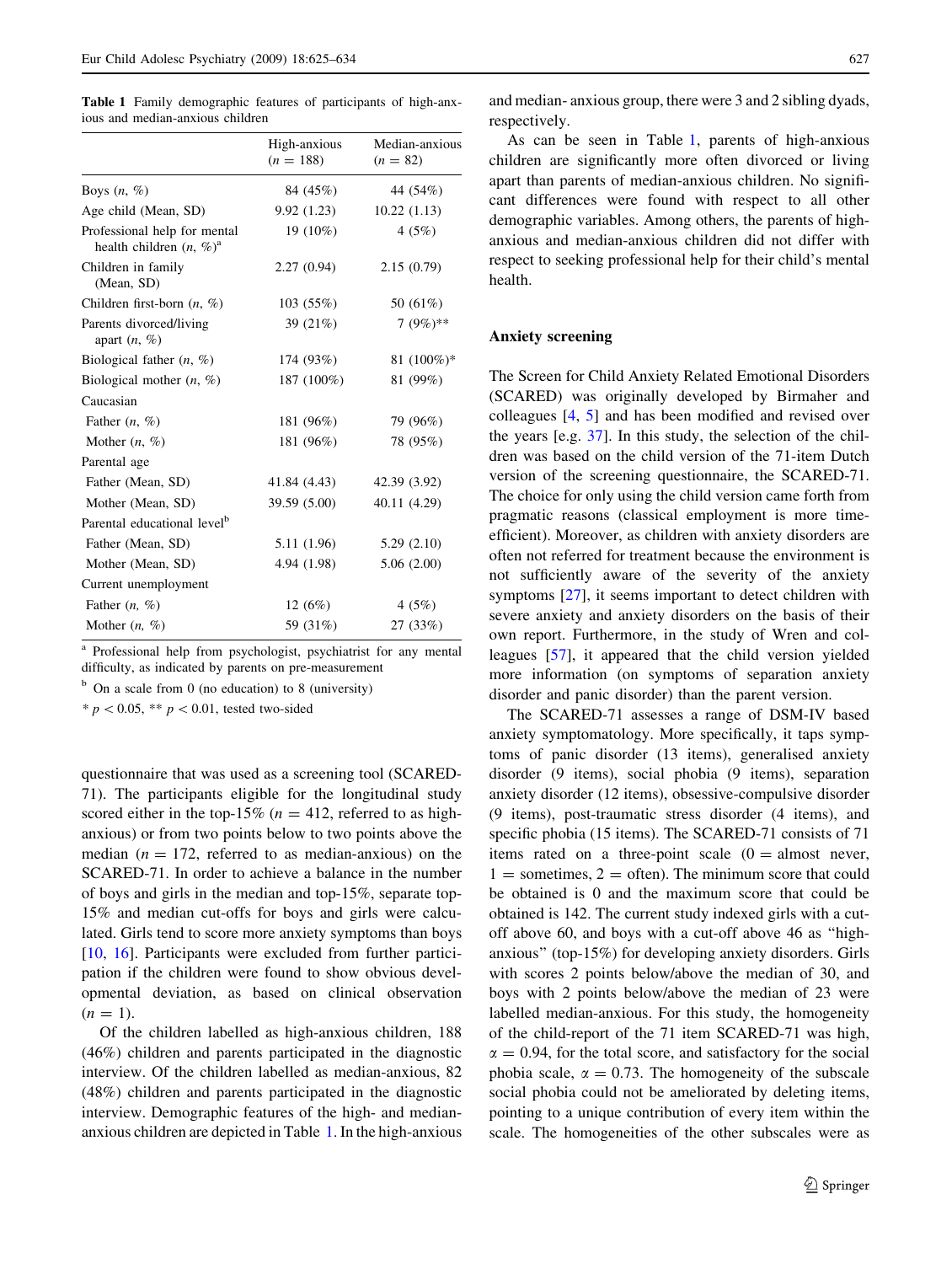**Table 1** Family demographic features of participants of high-anxious and median-anxious children

| | High-anxious ($n = 188$) | Median-anxious ($n = 82$) |
|---|---|---|
| Boys ($n$, %) | 84 (45%) | 44 (54%) |
| Age child (Mean, SD) | 9.92 (1.23) | 10.22 (1.13) |
| Professional help for mental health children ($n$, %)[a] | 19 (10%) | 4 (5%) |
| Children in family (Mean, SD) | 2.27 (0.94) | 2.15 (0.79) |
| Children first-born ($n$, %) | 103 (55%) | 50 (61%) |
| Parents divorced/living apart ($n$, %) | 39 (21%) | 7 (9%)** |
| Biological father ($n$, %) | 174 (93%) | 81 (100%)* |
| Biological mother ($n$, %) | 187 (100%) | 81 (99%) |
| Caucasian | | |
| Father ($n$, %) | 181 (96%) | 79 (96%) |
| Mother ($n$, %) | 181 (96%) | 78 (95%) |
| Parental age | | |
| Father (Mean, SD) | 41.84 (4.43) | 42.39 (3.92) |
| Mother (Mean, SD) | 39.59 (5.00) | 40.11 (4.29) |
| Parental educational level[b] | | |
| Father (Mean, SD) | 5.11 (1.96) | 5.29 (2.10) |
| Mother (Mean, SD) | 4.94 (1.98) | 5.06 (2.00) |
| Current unemployment | | |
| Father ($n$, %) | 12 (6%) | 4 (5%) |
| Mother ($n$, %) | 59 (31%) | 27 (33%) |

[a] Professional help from psychologist, psychiatrist for any mental difficulty, as indicated by parents on pre-measurement

[b] On a scale from 0 (no education) to 8 (university)

* $p < 0.05$, ** $p < 0.01$, tested two-sided

questionnaire that was used as a screening tool (SCARED-71). The participants eligible for the longitudinal study scored either in the top-15% ($n = 412$, referred to as high-anxious) or from two points below to two points above the median ($n = 172$, referred to as median-anxious) on the SCARED-71. In order to achieve a balance in the number of boys and girls in the median and top-15%, separate top-15% and median cut-offs for boys and girls were calculated. Girls tend to score more anxiety symptoms than boys [10, 16]. Participants were excluded from further participation if the children were found to show obvious developmental deviation, as based on clinical observation ($n = 1$).

Of the children labelled as high-anxious children, 188 (46%) children and parents participated in the diagnostic interview. Of the children labelled as median-anxious, 82 (48%) children and parents participated in the diagnostic interview. Demographic features of the high- and median-anxious children are depicted in Table 1. In the high-anxious and median- anxious group, there were 3 and 2 sibling dyads, respectively.

As can be seen in Table 1, parents of high-anxious children are significantly more often divorced or living apart than parents of median-anxious children. No significant differences were found with respect to all other demographic variables. Among others, the parents of high-anxious and median-anxious children did not differ with respect to seeking professional help for their child's mental health.

## Anxiety screening

The Screen for Child Anxiety Related Emotional Disorders (SCARED) was originally developed by Birmaher and colleagues [4, 5] and has been modified and revised over the years [e.g. 37]. In this study, the selection of the children was based on the child version of the 71-item Dutch version of the screening questionnaire, the SCARED-71. The choice for only using the child version came forth from pragmatic reasons (classical employment is more time-efficient). Moreover, as children with anxiety disorders are often not referred for treatment because the environment is not sufficiently aware of the severity of the anxiety symptoms [27], it seems important to detect children with severe anxiety and anxiety disorders on the basis of their own report. Furthermore, in the study of Wren and colleagues [57], it appeared that the child version yielded more information (on symptoms of separation anxiety disorder and panic disorder) than the parent version.

The SCARED-71 assesses a range of DSM-IV based anxiety symptomatology. More specifically, it taps symptoms of panic disorder (13 items), generalised anxiety disorder (9 items), social phobia (9 items), separation anxiety disorder (12 items), obsessive-compulsive disorder (9 items), post-traumatic stress disorder (4 items), and specific phobia (15 items). The SCARED-71 consists of 71 items rated on a three-point scale (0 = almost never, 1 = sometimes, 2 = often). The minimum score that could be obtained is 0 and the maximum score that could be obtained is 142. The current study indexed girls with a cut-off above 60, and boys with a cut-off above 46 as "high-anxious" (top-15%) for developing anxiety disorders. Girls with scores 2 points below/above the median of 30, and boys with 2 points below/above the median of 23 were labelled median-anxious. For this study, the homogeneity of the child-report of the 71 item SCARED-71 was high, $\alpha = 0.94$, for the total score, and satisfactory for the social phobia scale, $\alpha = 0.73$. The homogeneity of the subscale social phobia could not be ameliorated by deleting items, pointing to a unique contribution of every item within the scale. The homogeneities of the other subscales were as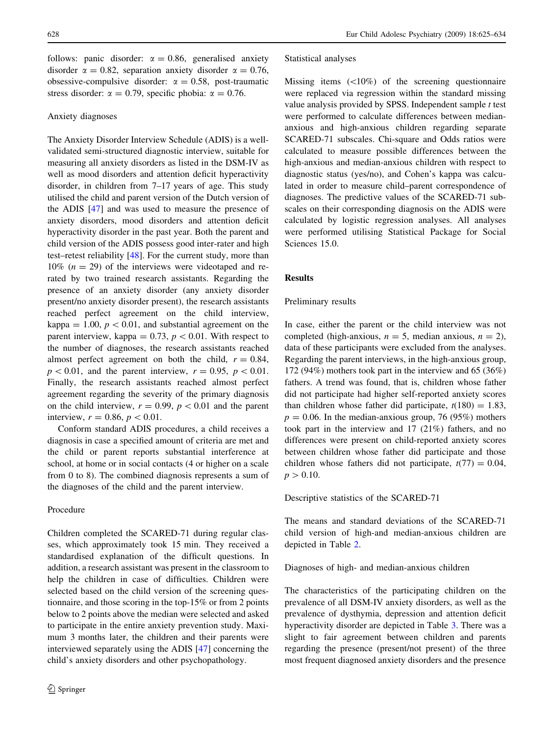follows: panic disorder: $\alpha = 0.86$, generalised anxiety disorder $\alpha = 0.82$, separation anxiety disorder $\alpha = 0.76$, obsessive-compulsive disorder: $\alpha = 0.58$, post-traumatic stress disorder: $\alpha = 0.79$, specific phobia: $\alpha = 0.76$.

### Anxiety diagnoses

The Anxiety Disorder Interview Schedule (ADIS) is a well-validated semi-structured diagnostic interview, suitable for measuring all anxiety disorders as listed in the DSM-IV as well as mood disorders and attention deficit hyperactivity disorder, in children from 7–17 years of age. This study utilised the child and parent version of the Dutch version of the ADIS [47] and was used to measure the presence of anxiety disorders, mood disorders and attention deficit hyperactivity disorder in the past year. Both the parent and child version of the ADIS possess good inter-rater and high test–retest reliability [48]. For the current study, more than 10% ($n = 29$) of the interviews were videotaped and re-rated by two trained research assistants. Regarding the presence of an anxiety disorder (any anxiety disorder present/no anxiety disorder present), the research assistants reached perfect agreement on the child interview, kappa $= 1.00$, $p < 0.01$, and substantial agreement on the parent interview, kappa $= 0.73$, $p < 0.01$. With respect to the number of diagnoses, the research assistants reached almost perfect agreement on both the child, $r = 0.84$, $p < 0.01$, and the parent interview, $r = 0.95$, $p < 0.01$. Finally, the research assistants reached almost perfect agreement regarding the severity of the primary diagnosis on the child interview, $r = 0.99$, $p < 0.01$ and the parent interview, $r = 0.86$, $p < 0.01$.

Conform standard ADIS procedures, a child receives a diagnosis in case a specified amount of criteria are met and the child or parent reports substantial interference at school, at home or in social contacts (4 or higher on a scale from 0 to 8). The combined diagnosis represents a sum of the diagnoses of the child and the parent interview.

### Procedure

Children completed the SCARED-71 during regular classes, which approximately took 15 min. They received a standardised explanation of the difficult questions. In addition, a research assistant was present in the classroom to help the children in case of difficulties. Children were selected based on the child version of the screening questionnaire, and those scoring in the top-15% or from 2 points below to 2 points above the median were selected and asked to participate in the entire anxiety prevention study. Maximum 3 months later, the children and their parents were interviewed separately using the ADIS [47] concerning the child's anxiety disorders and other psychopathology.

### Statistical analyses

Missing items (<10%) of the screening questionnaire were replaced via regression within the standard missing value analysis provided by SPSS. Independent sample *t* test were performed to calculate differences between median-anxious and high-anxious children regarding separate SCARED-71 subscales. Chi-square and Odds ratios were calculated to measure possible differences between the high-anxious and median-anxious children with respect to diagnostic status (yes/no), and Cohen's kappa was calculated in order to measure child–parent correspondence of diagnoses. The predictive values of the SCARED-71 subscales on their corresponding diagnosis on the ADIS were calculated by logistic regression analyses. All analyses were performed utilising Statistical Package for Social Sciences 15.0.

## Results

### Preliminary results

In case, either the parent or the child interview was not completed (high-anxious, $n = 5$, median anxious, $n = 2$), data of these participants were excluded from the analyses. Regarding the parent interviews, in the high-anxious group, 172 (94%) mothers took part in the interview and 65 (36%) fathers. A trend was found, that is, children whose father did not participate had higher self-reported anxiety scores than children whose father did participate, $t(180) = 1.83$, $p = 0.06$. In the median-anxious group, 76 (95%) mothers took part in the interview and 17 (21%) fathers, and no differences were present on child-reported anxiety scores between children whose father did participate and those children whose fathers did not participate, $t(77) = 0.04$, $p > 0.10$.

### Descriptive statistics of the SCARED-71

The means and standard deviations of the SCARED-71 child version of high-and median-anxious children are depicted in Table 2.

### Diagnoses of high- and median-anxious children

The characteristics of the participating children on the prevalence of all DSM-IV anxiety disorders, as well as the prevalence of dysthymia, depression and attention deficit hyperactivity disorder are depicted in Table 3. There was a slight to fair agreement between children and parents regarding the presence (present/not present) of the three most frequent diagnosed anxiety disorders and the presence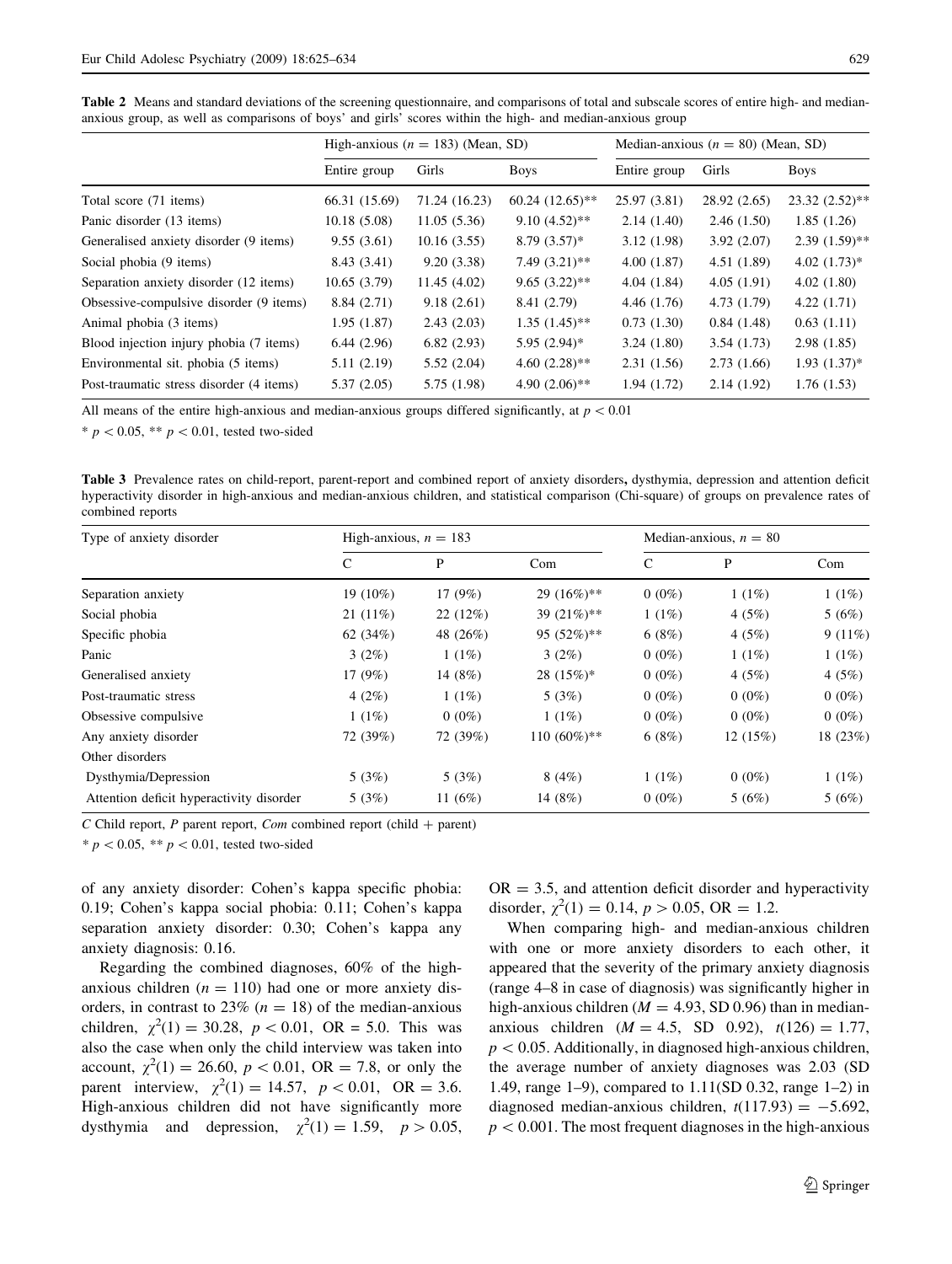Table 2 Means and standard deviations of the screening questionnaire, and comparisons of total and subscale scores of entire high- and median-anxious group, as well as comparisons of boys' and girls' scores within the high- and median-anxious group

| | High-anxious ($n = 183$) (Mean, SD) | | | Median-anxious ($n = 80$) (Mean, SD) | | |
|---|---|---|---|---|---|---|
| | Entire group | Girls | Boys | Entire group | Girls | Boys |
| Total score (71 items) | 66.31 (15.69) | 71.24 (16.23) | 60.24 (12.65)** | 25.97 (3.81) | 28.92 (2.65) | 23.32 (2.52)** |
| Panic disorder (13 items) | 10.18 (5.08) | 11.05 (5.36) | 9.10 (4.52)** | 2.14 (1.40) | 2.46 (1.50) | 1.85 (1.26) |
| Generalised anxiety disorder (9 items) | 9.55 (3.61) | 10.16 (3.55) | 8.79 (3.57)* | 3.12 (1.98) | 3.92 (2.07) | 2.39 (1.59)** |
| Social phobia (9 items) | 8.43 (3.41) | 9.20 (3.38) | 7.49 (3.21)** | 4.00 (1.87) | 4.51 (1.89) | 4.02 (1.73)* |
| Separation anxiety disorder (12 items) | 10.65 (3.79) | 11.45 (4.02) | 9.65 (3.22)** | 4.04 (1.84) | 4.05 (1.91) | 4.02 (1.80) |
| Obsessive-compulsive disorder (9 items) | 8.84 (2.71) | 9.18 (2.61) | 8.41 (2.79) | 4.46 (1.76) | 4.73 (1.79) | 4.22 (1.71) |
| Animal phobia (3 items) | 1.95 (1.87) | 2.43 (2.03) | 1.35 (1.45)** | 0.73 (1.30) | 0.84 (1.48) | 0.63 (1.11) |
| Blood injection injury phobia (7 items) | 6.44 (2.96) | 6.82 (2.93) | 5.95 (2.94)* | 3.24 (1.80) | 3.54 (1.73) | 2.98 (1.85) |
| Environmental sit. phobia (5 items) | 5.11 (2.19) | 5.52 (2.04) | 4.60 (2.28)** | 2.31 (1.56) | 2.73 (1.66) | 1.93 (1.37)* |
| Post-traumatic stress disorder (4 items) | 5.37 (2.05) | 5.75 (1.98) | 4.90 (2.06)** | 1.94 (1.72) | 2.14 (1.92) | 1.76 (1.53) |

All means of the entire high-anxious and median-anxious groups differed significantly, at $p < 0.01$

* $p < 0.05$, ** $p < 0.01$, tested two-sided

Table 3 Prevalence rates on child-report, parent-report and combined report of anxiety disorders, dysthymia, depression and attention deficit hyperactivity disorder in high-anxious and median-anxious children, and statistical comparison (Chi-square) of groups on prevalence rates of combined reports

| Type of anxiety disorder | High-anxious, $n = 183$ | | | Median-anxious, $n = 80$ | | |
|---|---|---|---|---|---|---|
| | C | P | Com | C | P | Com |
| Separation anxiety | 19 (10%) | 17 (9%) | 29 (16%)** | 0 (0%) | 1 (1%) | 1 (1%) |
| Social phobia | 21 (11%) | 22 (12%) | 39 (21%)** | 1 (1%) | 4 (5%) | 5 (6%) |
| Specific phobia | 62 (34%) | 48 (26%) | 95 (52%)** | 6 (8%) | 4 (5%) | 9 (11%) |
| Panic | 3 (2%) | 1 (1%) | 3 (2%) | 0 (0%) | 1 (1%) | 1 (1%) |
| Generalised anxiety | 17 (9%) | 14 (8%) | 28 (15%)* | 0 (0%) | 4 (5%) | 4 (5%) |
| Post-traumatic stress | 4 (2%) | 1 (1%) | 5 (3%) | 0 (0%) | 0 (0%) | 0 (0%) |
| Obsessive compulsive | 1 (1%) | 0 (0%) | 1 (1%) | 0 (0%) | 0 (0%) | 0 (0%) |
| Any anxiety disorder | 72 (39%) | 72 (39%) | 110 (60%)** | 6 (8%) | 12 (15%) | 18 (23%) |
| Other disorders | | | | | | |
| Dysthymia/Depression | 5 (3%) | 5 (3%) | 8 (4%) | 1 (1%) | 0 (0%) | 1 (1%) |
| Attention deficit hyperactivity disorder | 5 (3%) | 11 (6%) | 14 (8%) | 0 (0%) | 5 (6%) | 5 (6%) |

*C* Child report, *P* parent report, *Com* combined report (child + parent)

* $p < 0.05$, ** $p < 0.01$, tested two-sided

of any anxiety disorder: Cohen's kappa specific phobia: 0.19; Cohen's kappa social phobia: 0.11; Cohen's kappa separation anxiety disorder: 0.30; Cohen's kappa any anxiety diagnosis: 0.16.

Regarding the combined diagnoses, 60% of the high-anxious children ($n = 110$) had one or more anxiety disorders, in contrast to 23% ($n = 18$) of the median-anxious children, $\chi^2(1) = 30.28$, $p < 0.01$, OR = 5.0. This was also the case when only the child interview was taken into account, $\chi^2(1) = 26.60$, $p < 0.01$, OR = 7.8, or only the parent interview, $\chi^2(1) = 14.57$, $p < 0.01$, OR = 3.6. High-anxious children did not have significantly more dysthymia and depression, $\chi^2(1) = 1.59$, $p > 0.05$, OR = 3.5, and attention deficit disorder and hyperactivity disorder, $\chi^2(1) = 0.14$, $p > 0.05$, OR = 1.2.

When comparing high- and median-anxious children with one or more anxiety disorders to each other, it appeared that the severity of the primary anxiety diagnosis (range 4–8 in case of diagnosis) was significantly higher in high-anxious children ($M = 4.93$, SD 0.96) than in median-anxious children ($M = 4.5$, SD 0.92), $t(126) = 1.77$, $p < 0.05$. Additionally, in diagnosed high-anxious children, the average number of anxiety diagnoses was 2.03 (SD 1.49, range 1–9), compared to 1.11(SD 0.32, range 1–2) in diagnosed median-anxious children, $t(117.93) = -5.692$, $p < 0.001$. The most frequent diagnoses in the high-anxious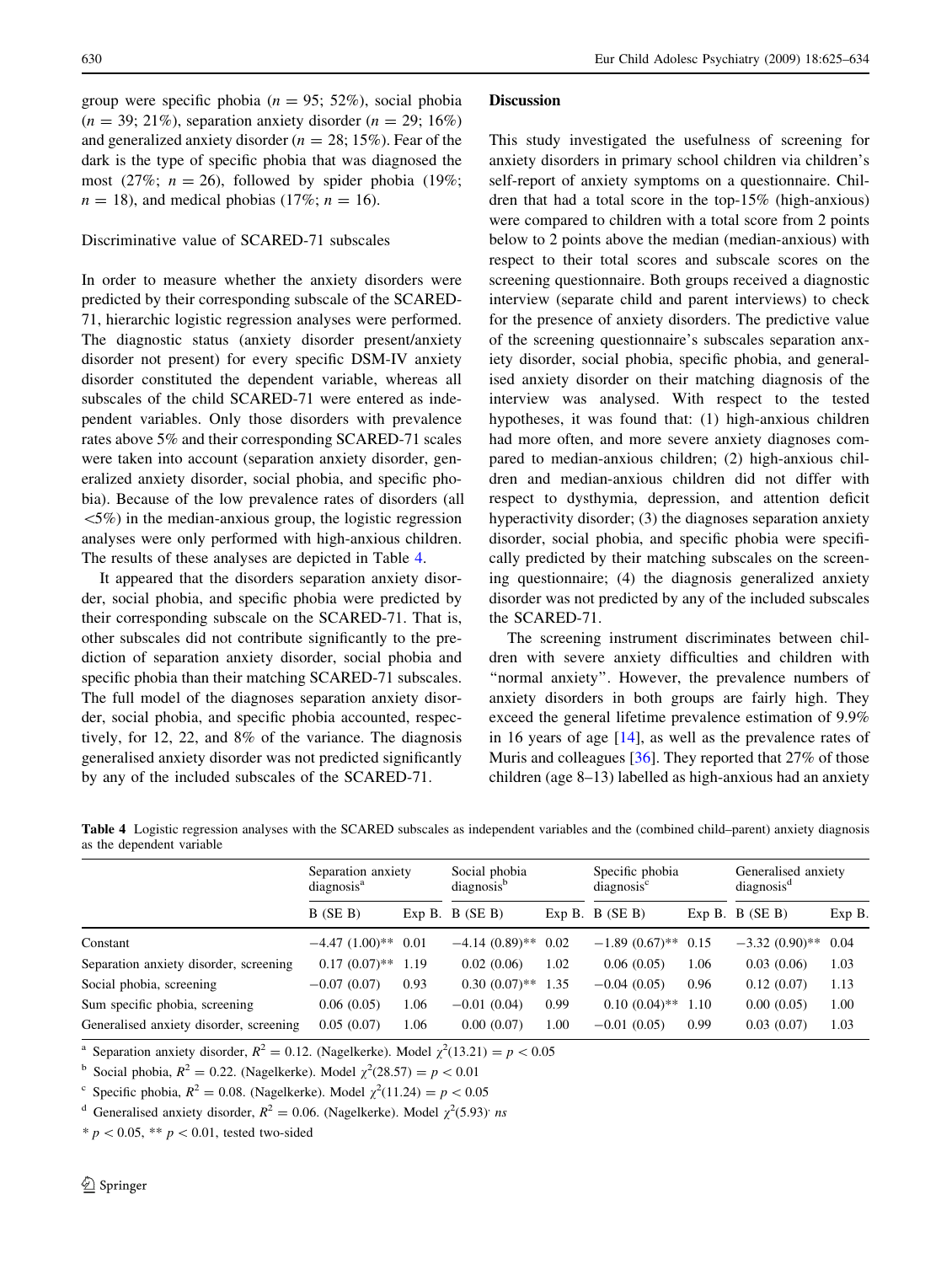group were specific phobia ($n = 95$; 52%), social phobia ($n = 39$; 21%), separation anxiety disorder ($n = 29$; 16%) and generalized anxiety disorder ($n = 28$; 15%). Fear of the dark is the type of specific phobia that was diagnosed the most (27%; $n = 26$), followed by spider phobia (19%; $n = 18$), and medical phobias (17%; $n = 16$).

Discriminative value of SCARED-71 subscales

In order to measure whether the anxiety disorders were predicted by their corresponding subscale of the SCARED-71, hierarchic logistic regression analyses were performed. The diagnostic status (anxiety disorder present/anxiety disorder not present) for every specific DSM-IV anxiety disorder constituted the dependent variable, whereas all subscales of the child SCARED-71 were entered as independent variables. Only those disorders with prevalence rates above 5% and their corresponding SCARED-71 scales were taken into account (separation anxiety disorder, generalized anxiety disorder, social phobia, and specific phobia). Because of the low prevalence rates of disorders (all <5%) in the median-anxious group, the logistic regression analyses were only performed with high-anxious children. The results of these analyses are depicted in Table 4.

It appeared that the disorders separation anxiety disorder, social phobia, and specific phobia were predicted by their corresponding subscale on the SCARED-71. That is, other subscales did not contribute significantly to the prediction of separation anxiety disorder, social phobia and specific phobia than their matching SCARED-71 subscales. The full model of the diagnoses separation anxiety disorder, social phobia, and specific phobia accounted, respectively, for 12, 22, and 8% of the variance. The diagnosis generalised anxiety disorder was not predicted significantly by any of the included subscales of the SCARED-71.

## Discussion

This study investigated the usefulness of screening for anxiety disorders in primary school children via children's self-report of anxiety symptoms on a questionnaire. Children that had a total score in the top-15% (high-anxious) were compared to children with a total score from 2 points below to 2 points above the median (median-anxious) with respect to their total scores and subscale scores on the screening questionnaire. Both groups received a diagnostic interview (separate child and parent interviews) to check for the presence of anxiety disorders. The predictive value of the screening questionnaire's subscales separation anxiety disorder, social phobia, specific phobia, and generalised anxiety disorder on their matching diagnosis of the interview was analysed. With respect to the tested hypotheses, it was found that: (1) high-anxious children had more often, and more severe anxiety diagnoses compared to median-anxious children; (2) high-anxious children and median-anxious children did not differ with respect to dysthymia, depression, and attention deficit hyperactivity disorder; (3) the diagnoses separation anxiety disorder, social phobia, and specific phobia were specifically predicted by their matching subscales on the screening questionnaire; (4) the diagnosis generalized anxiety disorder was not predicted by any of the included subscales the SCARED-71.

The screening instrument discriminates between children with severe anxiety difficulties and children with "normal anxiety". However, the prevalence numbers of anxiety disorders in both groups are fairly high. They exceed the general lifetime prevalence estimation of 9.9% in 16 years of age [14], as well as the prevalence rates of Muris and colleagues [36]. They reported that 27% of those children (age 8–13) labelled as high-anxious had an anxiety

**Table 4** Logistic regression analyses with the SCARED subscales as independent variables and the (combined child–parent) anxiety diagnosis as the dependent variable

| | Separation anxiety diagnosis[a] | | Social phobia diagnosis[b] | | Specific phobia diagnosis[c] | | Generalised anxiety diagnosis[d] | |
|---|---|---|---|---|---|---|---|---|
| | B (SE B) | Exp B. | B (SE B) | Exp B. | B (SE B) | Exp B. | B (SE B) | Exp B. |
| Constant | −4.47 (1.00)** | 0.01 | −4.14 (0.89)** | 0.02 | −1.89 (0.67)** | 0.15 | −3.32 (0.90)** | 0.04 |
| Separation anxiety disorder, screening | 0.17 (0.07)** | 1.19 | 0.02 (0.06) | 1.02 | 0.06 (0.05) | 1.06 | 0.03 (0.06) | 1.03 |
| Social phobia, screening | −0.07 (0.07) | 0.93 | 0.30 (0.07)** | 1.35 | −0.04 (0.05) | 0.96 | 0.12 (0.07) | 1.13 |
| Sum specific phobia, screening | 0.06 (0.05) | 1.06 | −0.01 (0.04) | 0.99 | 0.10 (0.04)** | 1.10 | 0.00 (0.05) | 1.00 |
| Generalised anxiety disorder, screening | 0.05 (0.07) | 1.06 | 0.00 (0.07) | 1.00 | −0.01 (0.05) | 0.99 | 0.03 (0.07) | 1.03 |

[a] Separation anxiety disorder, $R^2 = 0.12$. (Nagelkerke). Model $\chi^2(13.21) = p < 0.05$

[b] Social phobia, $R^2 = 0.22$. (Nagelkerke). Model $\chi^2(28.57) = p < 0.01$

[c] Specific phobia, $R^2 = 0.08$. (Nagelkerke). Model $\chi^2(11.24) = p < 0.05$

[d] Generalised anxiety disorder, $R^2 = 0.06$. (Nagelkerke). Model $\chi^2(5.93)$. *ns*

* $p < 0.05$, ** $p < 0.01$, tested two-sided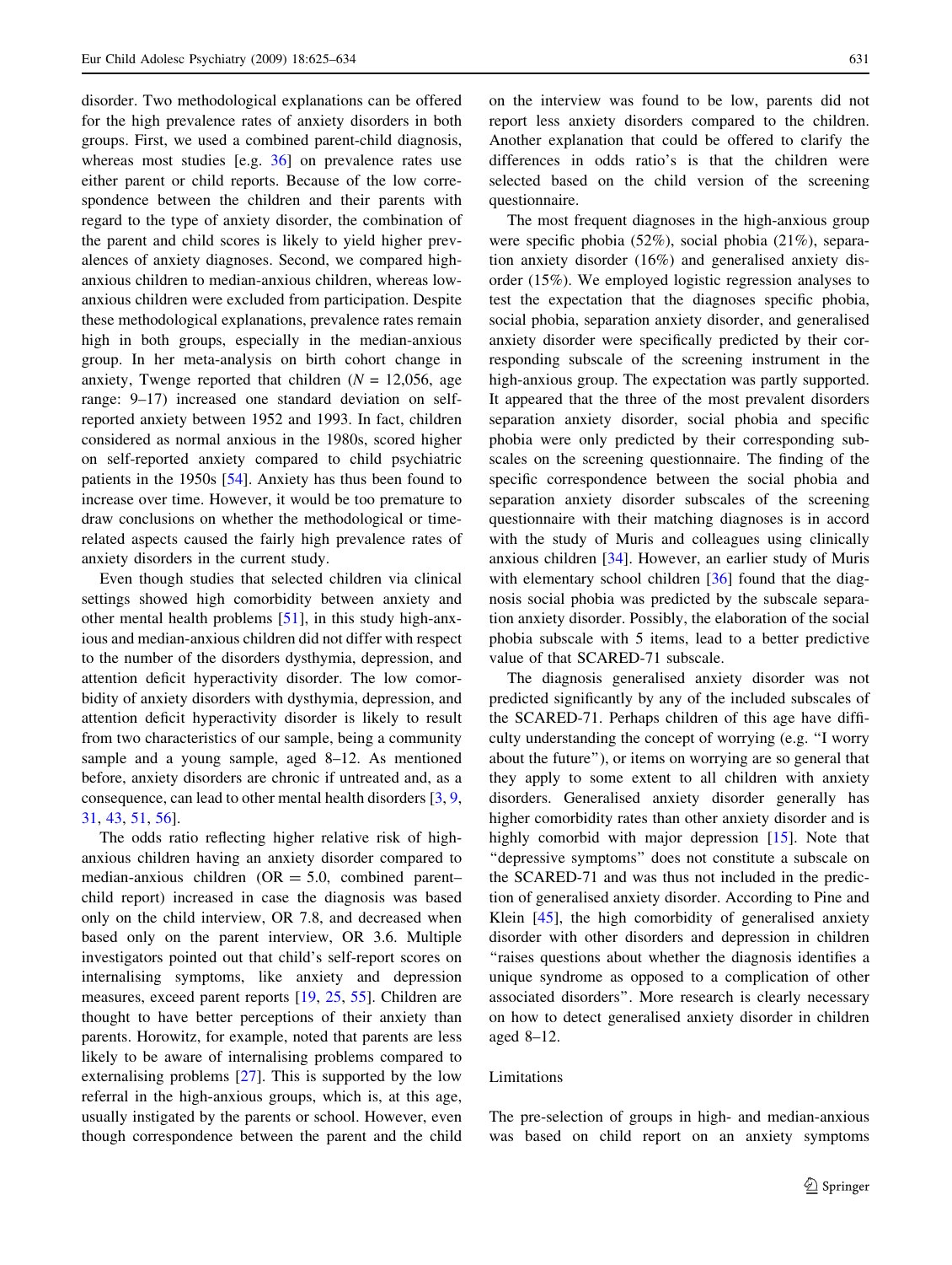disorder. Two methodological explanations can be offered for the high prevalence rates of anxiety disorders in both groups. First, we used a combined parent-child diagnosis, whereas most studies [e.g. 36] on prevalence rates use either parent or child reports. Because of the low correspondence between the children and their parents with regard to the type of anxiety disorder, the combination of the parent and child scores is likely to yield higher prevalences of anxiety diagnoses. Second, we compared high-anxious children to median-anxious children, whereas low-anxious children were excluded from participation. Despite these methodological explanations, prevalence rates remain high in both groups, especially in the median-anxious group. In her meta-analysis on birth cohort change in anxiety, Twenge reported that children ($N = 12{,}056$, age range: 9–17) increased one standard deviation on self-reported anxiety between 1952 and 1993. In fact, children considered as normal anxious in the 1980s, scored higher on self-reported anxiety compared to child psychiatric patients in the 1950s [54]. Anxiety has thus been found to increase over time. However, it would be too premature to draw conclusions on whether the methodological or time-related aspects caused the fairly high prevalence rates of anxiety disorders in the current study.

Even though studies that selected children via clinical settings showed high comorbidity between anxiety and other mental health problems [51], in this study high-anxious and median-anxious children did not differ with respect to the number of the disorders dysthymia, depression, and attention deficit hyperactivity disorder. The low comorbidity of anxiety disorders with dysthymia, depression, and attention deficit hyperactivity disorder is likely to result from two characteristics of our sample, being a community sample and a young sample, aged 8–12. As mentioned before, anxiety disorders are chronic if untreated and, as a consequence, can lead to other mental health disorders [3, 9, 31, 43, 51, 56].

The odds ratio reflecting higher relative risk of high-anxious children having an anxiety disorder compared to median-anxious children (OR = 5.0, combined parent–child report) increased in case the diagnosis was based only on the child interview, OR 7.8, and decreased when based only on the parent interview, OR 3.6. Multiple investigators pointed out that child's self-report scores on internalising symptoms, like anxiety and depression measures, exceed parent reports [19, 25, 55]. Children are thought to have better perceptions of their anxiety than parents. Horowitz, for example, noted that parents are less likely to be aware of internalising problems compared to externalising problems [27]. This is supported by the low referral in the high-anxious groups, which is, at this age, usually instigated by the parents or school. However, even though correspondence between the parent and the child on the interview was found to be low, parents did not report less anxiety disorders compared to the children. Another explanation that could be offered to clarify the differences in odds ratio's is that the children were selected based on the child version of the screening questionnaire.

The most frequent diagnoses in the high-anxious group were specific phobia (52%), social phobia (21%), separation anxiety disorder (16%) and generalised anxiety disorder (15%). We employed logistic regression analyses to test the expectation that the diagnoses specific phobia, social phobia, separation anxiety disorder, and generalised anxiety disorder were specifically predicted by their corresponding subscale of the screening instrument in the high-anxious group. The expectation was partly supported. It appeared that the three of the most prevalent disorders separation anxiety disorder, social phobia and specific phobia were only predicted by their corresponding subscales on the screening questionnaire. The finding of the specific correspondence between the social phobia and separation anxiety disorder subscales of the screening questionnaire with their matching diagnoses is in accord with the study of Muris and colleagues using clinically anxious children [34]. However, an earlier study of Muris with elementary school children [36] found that the diagnosis social phobia was predicted by the subscale separation anxiety disorder. Possibly, the elaboration of the social phobia subscale with 5 items, lead to a better predictive value of that SCARED-71 subscale.

The diagnosis generalised anxiety disorder was not predicted significantly by any of the included subscales of the SCARED-71. Perhaps children of this age have difficulty understanding the concept of worrying (e.g. "I worry about the future"), or items on worrying are so general that they apply to some extent to all children with anxiety disorders. Generalised anxiety disorder generally has higher comorbidity rates than other anxiety disorder and is highly comorbid with major depression [15]. Note that "depressive symptoms" does not constitute a subscale on the SCARED-71 and was thus not included in the prediction of generalised anxiety disorder. According to Pine and Klein [45], the high comorbidity of generalised anxiety disorder with other disorders and depression in children "raises questions about whether the diagnosis identifies a unique syndrome as opposed to a complication of other associated disorders". More research is clearly necessary on how to detect generalised anxiety disorder in children aged 8–12.

## Limitations

The pre-selection of groups in high- and median-anxious was based on child report on an anxiety symptoms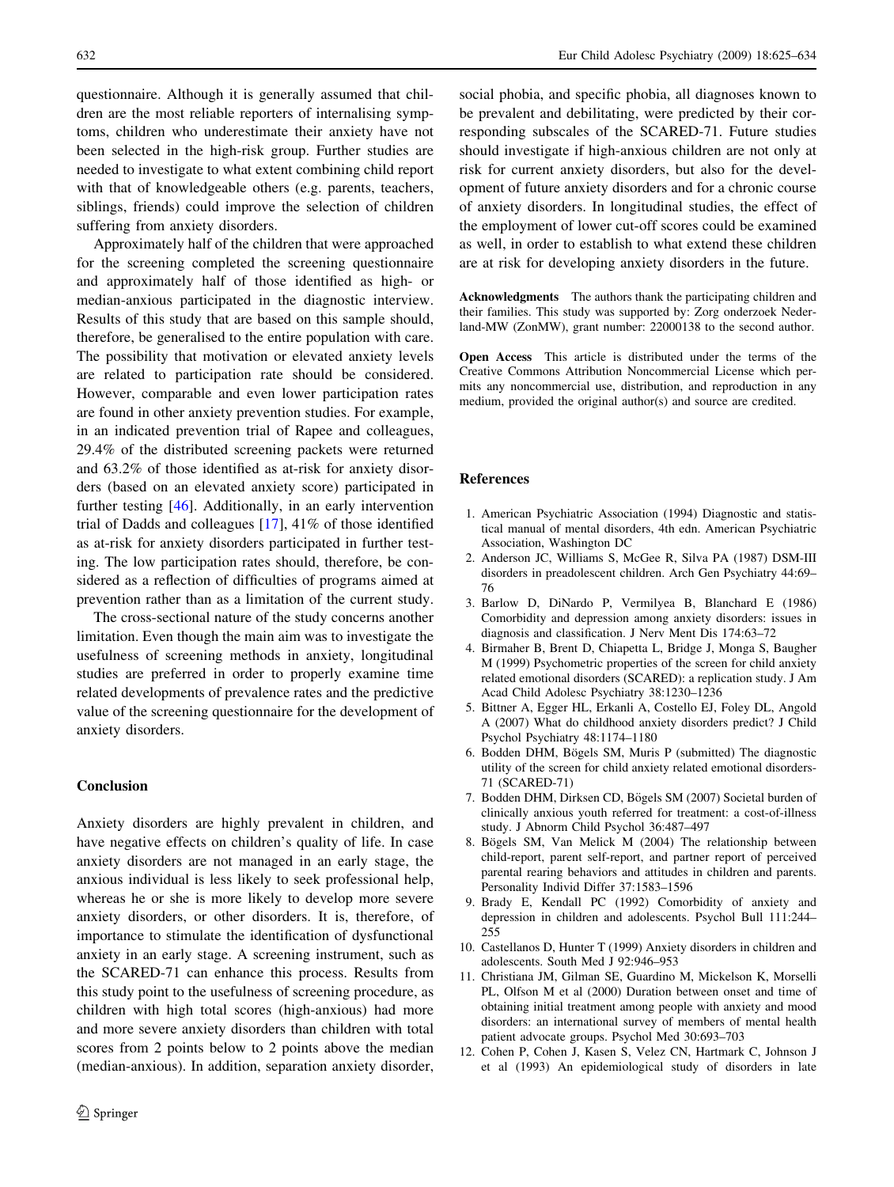questionnaire. Although it is generally assumed that children are the most reliable reporters of internalising symptoms, children who underestimate their anxiety have not been selected in the high-risk group. Further studies are needed to investigate to what extent combining child report with that of knowledgeable others (e.g. parents, teachers, siblings, friends) could improve the selection of children suffering from anxiety disorders.

Approximately half of the children that were approached for the screening completed the screening questionnaire and approximately half of those identified as high- or median-anxious participated in the diagnostic interview. Results of this study that are based on this sample should, therefore, be generalised to the entire population with care. The possibility that motivation or elevated anxiety levels are related to participation rate should be considered. However, comparable and even lower participation rates are found in other anxiety prevention studies. For example, in an indicated prevention trial of Rapee and colleagues, 29.4% of the distributed screening packets were returned and 63.2% of those identified as at-risk for anxiety disorders (based on an elevated anxiety score) participated in further testing [46]. Additionally, in an early intervention trial of Dadds and colleagues [17], 41% of those identified as at-risk for anxiety disorders participated in further testing. The low participation rates should, therefore, be considered as a reflection of difficulties of programs aimed at prevention rather than as a limitation of the current study.

The cross-sectional nature of the study concerns another limitation. Even though the main aim was to investigate the usefulness of screening methods in anxiety, longitudinal studies are preferred in order to properly examine time related developments of prevalence rates and the predictive value of the screening questionnaire for the development of anxiety disorders.

## Conclusion

Anxiety disorders are highly prevalent in children, and have negative effects on children's quality of life. In case anxiety disorders are not managed in an early stage, the anxious individual is less likely to seek professional help, whereas he or she is more likely to develop more severe anxiety disorders, or other disorders. It is, therefore, of importance to stimulate the identification of dysfunctional anxiety in an early stage. A screening instrument, such as the SCARED-71 can enhance this process. Results from this study point to the usefulness of screening procedure, as children with high total scores (high-anxious) had more and more severe anxiety disorders than children with total scores from 2 points below to 2 points above the median (median-anxious). In addition, separation anxiety disorder, social phobia, and specific phobia, all diagnoses known to be prevalent and debilitating, were predicted by their corresponding subscales of the SCARED-71. Future studies should investigate if high-anxious children are not only at risk for current anxiety disorders, but also for the development of future anxiety disorders and for a chronic course of anxiety disorders. In longitudinal studies, the effect of the employment of lower cut-off scores could be examined as well, in order to establish to what extend these children are at risk for developing anxiety disorders in the future.

**Acknowledgments** The authors thank the participating children and their families. This study was supported by: Zorg onderzoek Nederland-MW (ZonMW), grant number: 22000138 to the second author.

**Open Access** This article is distributed under the terms of the Creative Commons Attribution Noncommercial License which permits any noncommercial use, distribution, and reproduction in any medium, provided the original author(s) and source are credited.

## References

1. American Psychiatric Association (1994) Diagnostic and statistical manual of mental disorders, 4th edn. American Psychiatric Association, Washington DC
2. Anderson JC, Williams S, McGee R, Silva PA (1987) DSM-III disorders in preadolescent children. Arch Gen Psychiatry 44:69–76
3. Barlow D, DiNardo P, Vermilyea B, Blanchard E (1986) Comorbidity and depression among anxiety disorders: issues in diagnosis and classification. J Nerv Ment Dis 174:63–72
4. Birmaher B, Brent D, Chiapetta L, Bridge J, Monga S, Baugher M (1999) Psychometric properties of the screen for child anxiety related emotional disorders (SCARED): a replication study. J Am Acad Child Adolesc Psychiatry 38:1230–1236
5. Bittner A, Egger HL, Erkanli A, Costello EJ, Foley DL, Angold A (2007) What do childhood anxiety disorders predict? J Child Psychol Psychiatry 48:1174–1180
6. Bodden DHM, Bögels SM, Muris P (submitted) The diagnostic utility of the screen for child anxiety related emotional disorders-71 (SCARED-71)
7. Bodden DHM, Dirksen CD, Bögels SM (2007) Societal burden of clinically anxious youth referred for treatment: a cost-of-illness study. J Abnorm Child Psychol 36:487–497
8. Bögels SM, Van Melick M (2004) The relationship between child-report, parent self-report, and partner report of perceived parental rearing behaviors and attitudes in children and parents. Personality Individ Differ 37:1583–1596
9. Brady E, Kendall PC (1992) Comorbidity of anxiety and depression in children and adolescents. Psychol Bull 111:244–255
10. Castellanos D, Hunter T (1999) Anxiety disorders in children and adolescents. South Med J 92:946–953
11. Christiana JM, Gilman SE, Guardino M, Mickelson K, Morselli PL, Olfson M et al (2000) Duration between onset and time of obtaining initial treatment among people with anxiety and mood disorders: an international survey of members of mental health patient advocate groups. Psychol Med 30:693–703
12. Cohen P, Cohen J, Kasen S, Velez CN, Hartmark C, Johnson J et al (1993) An epidemiological study of disorders in late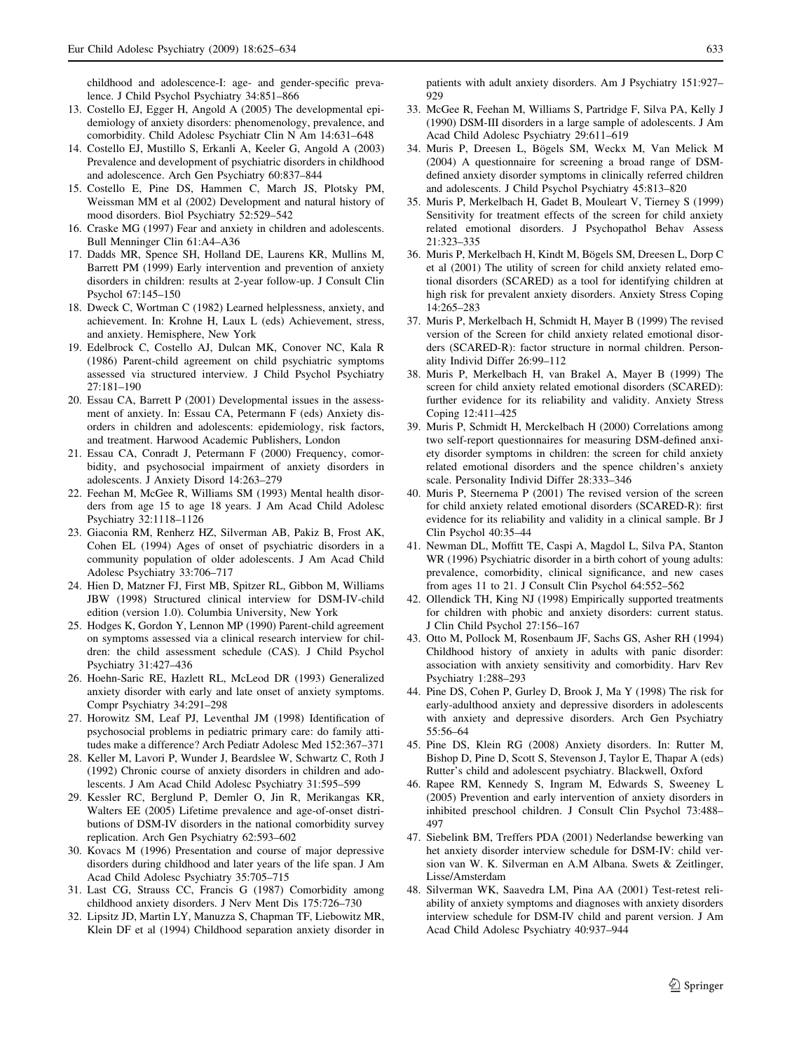childhood and adolescence-I: age- and gender-specific prevalence. J Child Psychol Psychiatry 34:851–866

13. Costello EJ, Egger H, Angold A (2005) The developmental epidemiology of anxiety disorders: phenomenology, prevalence, and comorbidity. Child Adolesc Psychiatr Clin N Am 14:631–648
14. Costello EJ, Mustillo S, Erkanli A, Keeler G, Angold A (2003) Prevalence and development of psychiatric disorders in childhood and adolescence. Arch Gen Psychiatry 60:837–844
15. Costello E, Pine DS, Hammen C, March JS, Plotsky PM, Weissman MM et al (2002) Development and natural history of mood disorders. Biol Psychiatry 52:529–542
16. Craske MG (1997) Fear and anxiety in children and adolescents. Bull Menninger Clin 61:A4–A36
17. Dadds MR, Spence SH, Holland DE, Laurens KR, Mullins M, Barrett PM (1999) Early intervention and prevention of anxiety disorders in children: results at 2-year follow-up. J Consult Clin Psychol 67:145–150
18. Dweck C, Wortman C (1982) Learned helplessness, anxiety, and achievement. In: Krohne H, Laux L (eds) Achievement, stress, and anxiety. Hemisphere, New York
19. Edelbrock C, Costello AJ, Dulcan MK, Conover NC, Kala R (1986) Parent-child agreement on child psychiatric symptoms assessed via structured interview. J Child Psychol Psychiatry 27:181–190
20. Essau CA, Barrett P (2001) Developmental issues in the assessment of anxiety. In: Essau CA, Petermann F (eds) Anxiety disorders in children and adolescents: epidemiology, risk factors, and treatment. Harwood Academic Publishers, London
21. Essau CA, Conradt J, Petermann F (2000) Frequency, comorbidity, and psychosocial impairment of anxiety disorders in adolescents. J Anxiety Disord 14:263–279
22. Feehan M, McGee R, Williams SM (1993) Mental health disorders from age 15 to age 18 years. J Am Acad Child Adolesc Psychiatry 32:1118–1126
23. Giaconia RM, Renherz HZ, Silverman AB, Pakiz B, Frost AK, Cohen EL (1994) Ages of onset of psychiatric disorders in a community population of older adolescents. J Am Acad Child Adolesc Psychiatry 33:706–717
24. Hien D, Matzner FJ, First MB, Spitzer RL, Gibbon M, Williams JBW (1998) Structured clinical interview for DSM-IV-child edition (version 1.0). Columbia University, New York
25. Hodges K, Gordon Y, Lennon MP (1990) Parent-child agreement on symptoms assessed via a clinical research interview for children: the child assessment schedule (CAS). J Child Psychol Psychiatry 31:427–436
26. Hoehn-Saric RE, Hazlett RL, McLeod DR (1993) Generalized anxiety disorder with early and late onset of anxiety symptoms. Compr Psychiatry 34:291–298
27. Horowitz SM, Leaf PJ, Leventhal JM (1998) Identification of psychosocial problems in pediatric primary care: do family attitudes make a difference? Arch Pediatr Adolesc Med 152:367–371
28. Keller M, Lavori P, Wunder J, Beardslee W, Schwartz C, Roth J (1992) Chronic course of anxiety disorders in children and adolescents. J Am Acad Child Adolesc Psychiatry 31:595–599
29. Kessler RC, Berglund P, Demler O, Jin R, Merikangas KR, Walters EE (2005) Lifetime prevalence and age-of-onset distributions of DSM-IV disorders in the national comorbidity survey replication. Arch Gen Psychiatry 62:593–602
30. Kovacs M (1996) Presentation and course of major depressive disorders during childhood and later years of the life span. J Am Acad Child Adolesc Psychiatry 35:705–715
31. Last CG, Strauss CC, Francis G (1987) Comorbidity among childhood anxiety disorders. J Nerv Ment Dis 175:726–730
32. Lipsitz JD, Martin LY, Manuzza S, Chapman TF, Liebowitz MR, Klein DF et al (1994) Childhood separation anxiety disorder in patients with adult anxiety disorders. Am J Psychiatry 151:927–929
33. McGee R, Feehan M, Williams S, Partridge F, Silva PA, Kelly J (1990) DSM-III disorders in a large sample of adolescents. J Am Acad Child Adolesc Psychiatry 29:611–619
34. Muris P, Dreesen L, Bögels SM, Weckx M, Van Melick M (2004) A questionnaire for screening a broad range of DSM-defined anxiety disorder symptoms in clinically referred children and adolescents. J Child Psychol Psychiatry 45:813–820
35. Muris P, Merkelbach H, Gadet B, Mouleart V, Tierney S (1999) Sensitivity for treatment effects of the screen for child anxiety related emotional disorders. J Psychopathol Behav Assess 21:323–335
36. Muris P, Merkelbach H, Kindt M, Bögels SM, Dreesen L, Dorp C et al (2001) The utility of screen for child anxiety related emotional disorders (SCARED) as a tool for identifying children at high risk for prevalent anxiety disorders. Anxiety Stress Coping 14:265–283
37. Muris P, Merkelbach H, Schmidt H, Mayer B (1999) The revised version of the Screen for child anxiety related emotional disorders (SCARED-R): factor structure in normal children. Personality Individ Differ 26:99–112
38. Muris P, Merkelbach H, van Brakel A, Mayer B (1999) The screen for child anxiety related emotional disorders (SCARED): further evidence for its reliability and validity. Anxiety Stress Coping 12:411–425
39. Muris P, Schmidt H, Merckelbach H (2000) Correlations among two self-report questionnaires for measuring DSM-defined anxiety disorder symptoms in children: the screen for child anxiety related emotional disorders and the spence children's anxiety scale. Personality Individ Differ 28:333–346
40. Muris P, Steernema P (2001) The revised version of the screen for child anxiety related emotional disorders (SCARED-R): first evidence for its reliability and validity in a clinical sample. Br J Clin Psychol 40:35–44
41. Newman DL, Moffitt TE, Caspi A, Magdol L, Silva PA, Stanton WR (1996) Psychiatric disorder in a birth cohort of young adults: prevalence, comorbidity, clinical significance, and new cases from ages 11 to 21. J Consult Clin Psychol 64:552–562
42. Ollendick TH, King NJ (1998) Empirically supported treatments for children with phobic and anxiety disorders: current status. J Clin Child Psychol 27:156–167
43. Otto M, Pollock M, Rosenbaum JF, Sachs GS, Asher RH (1994) Childhood history of anxiety in adults with panic disorder: association with anxiety sensitivity and comorbidity. Harv Rev Psychiatry 1:288–293
44. Pine DS, Cohen P, Gurley D, Brook J, Ma Y (1998) The risk for early-adulthood anxiety and depressive disorders in adolescents with anxiety and depressive disorders. Arch Gen Psychiatry 55:56–64
45. Pine DS, Klein RG (2008) Anxiety disorders. In: Rutter M, Bishop D, Pine D, Scott S, Stevenson J, Taylor E, Thapar A (eds) Rutter's child and adolescent psychiatry. Blackwell, Oxford
46. Rapee RM, Kennedy S, Ingram M, Edwards S, Sweeney L (2005) Prevention and early intervention of anxiety disorders in inhibited preschool children. J Consult Clin Psychol 73:488–497
47. Siebelink BM, Treffers PDA (2001) Nederlandse bewerking van het anxiety disorder interview schedule for DSM-IV: child version van W. K. Silverman en A.M Albana. Swets & Zeitlinger, Lisse/Amsterdam
48. Silverman WK, Saavedra LM, Pina AA (2001) Test-retest reliability of anxiety symptoms and diagnoses with anxiety disorders interview schedule for DSM-IV child and parent version. J Am Acad Child Adolesc Psychiatry 40:937–944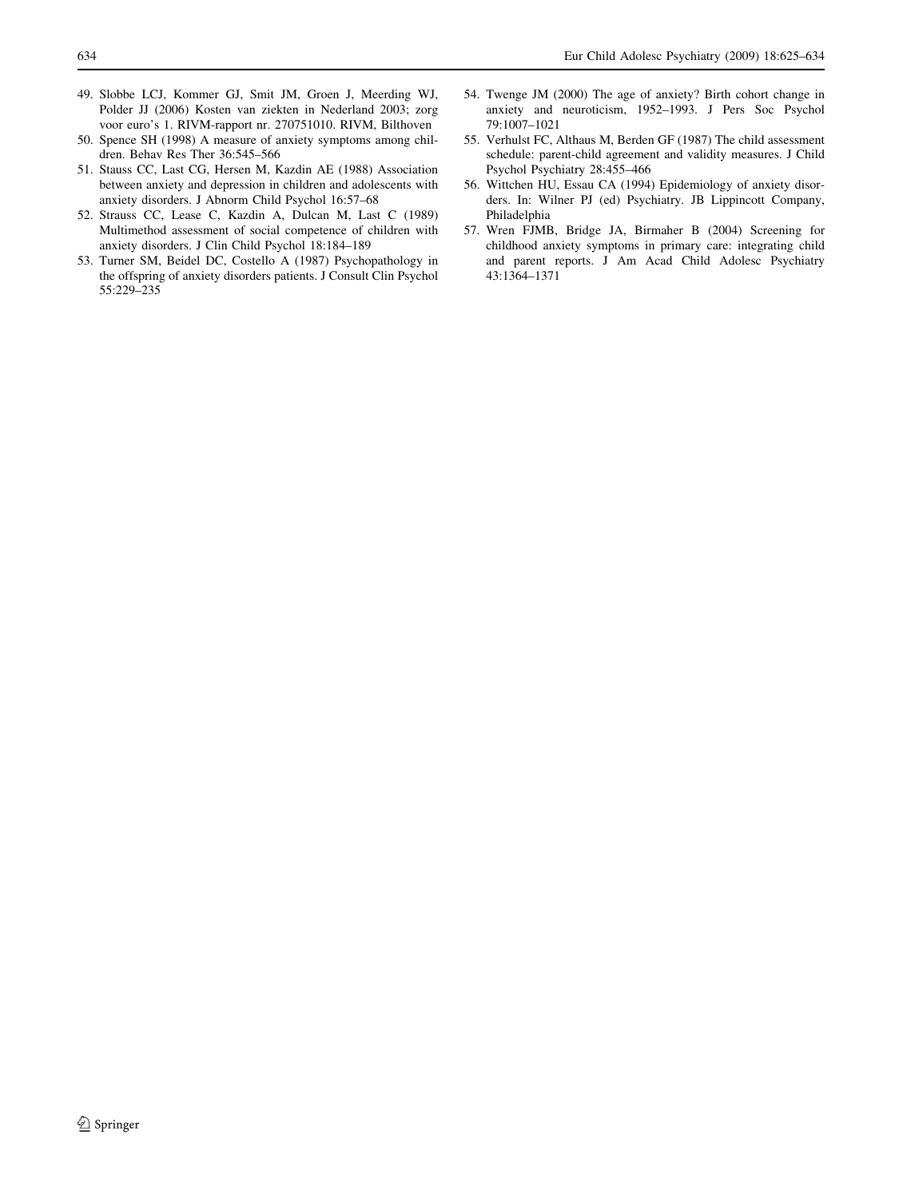49. Slobbe LCJ, Kommer GJ, Smit JM, Groen J, Meerding WJ, Polder JJ (2006) Kosten van ziekten in Nederland 2003; zorg voor euro's 1. RIVM-rapport nr. 270751010. RIVM, Bilthoven
50. Spence SH (1998) A measure of anxiety symptoms among children. Behav Res Ther 36:545–566
51. Stauss CC, Last CG, Hersen M, Kazdin AE (1988) Association between anxiety and depression in children and adolescents with anxiety disorders. J Abnorm Child Psychol 16:57–68
52. Strauss CC, Lease C, Kazdin A, Dulcan M, Last C (1989) Multimethod assessment of social competence of children with anxiety disorders. J Clin Child Psychol 18:184–189
53. Turner SM, Beidel DC, Costello A (1987) Psychopathology in the offspring of anxiety disorders patients. J Consult Clin Psychol 55:229–235
54. Twenge JM (2000) The age of anxiety? Birth cohort change in anxiety and neuroticism, 1952–1993. J Pers Soc Psychol 79:1007–1021
55. Verhulst FC, Althaus M, Berden GF (1987) The child assessment schedule: parent-child agreement and validity measures. J Child Psychol Psychiatry 28:455–466
56. Wittchen HU, Essau CA (1994) Epidemiology of anxiety disorders. In: Wilner PJ (ed) Psychiatry. JB Lippincott Company, Philadelphia
57. Wren FJMB, Bridge JA, Birmaher B (2004) Screening for childhood anxiety symptoms in primary care: integrating child and parent reports. J Am Acad Child Adolesc Psychiatry 43:1364–1371